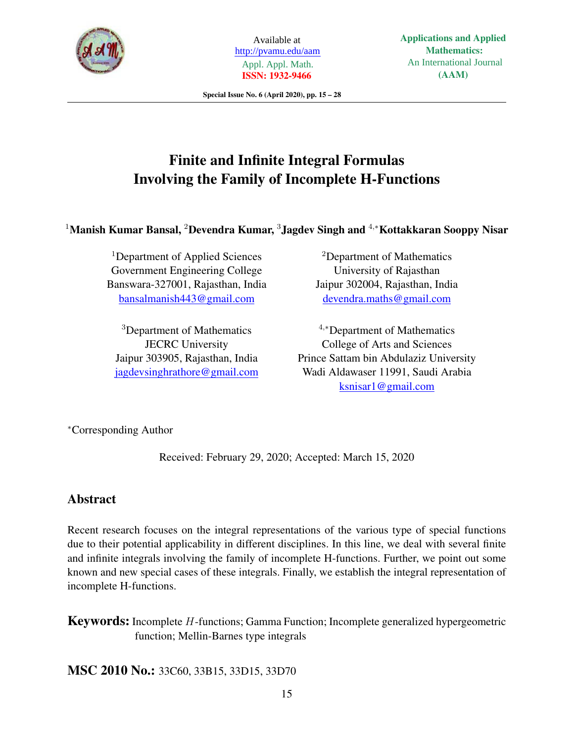# Finite and Infinite Integral Formulas Involving the Family of Incomplete H-Functions

[1]**Manish Kumar Bansal,** [2]**Devendra Kumar,** [3]**Jagdev Singh and** [4,*]**Kottakkaran Sooppy Nisar**

[1]Department of Applied Sciences
Government Engineering College
Banswara-327001, Rajasthan, India
bansalmanish443@gmail.com

[2]Department of Mathematics
University of Rajasthan
Jaipur 302004, Rajasthan, India
devendra.maths@gmail.com

[3]Department of Mathematics
JECRC University
Jaipur 303905, Rajasthan, India
jagdevsinghrathore@gmail.com

[4,*]Department of Mathematics
College of Arts and Sciences
Prince Sattam bin Abdulaziz University
Wadi Aldawaser 11991, Saudi Arabia
ksnisar1@gmail.com

*Corresponding Author

Received: February 29, 2020; Accepted: March 15, 2020

## Abstract

Recent research focuses on the integral representations of the various type of special functions due to their potential applicability in different disciplines. In this line, we deal with several finite and infinite integrals involving the family of incomplete H-functions. Further, we point out some known and new special cases of these integrals. Finally, we establish the integral representation of incomplete H-functions.

**Keywords:** Incomplete $H$-functions; Gamma Function; Incomplete generalized hypergeometric function; Mellin-Barnes type integrals

**MSC 2010 No.:** 33C60, 33B15, 33D15, 33D70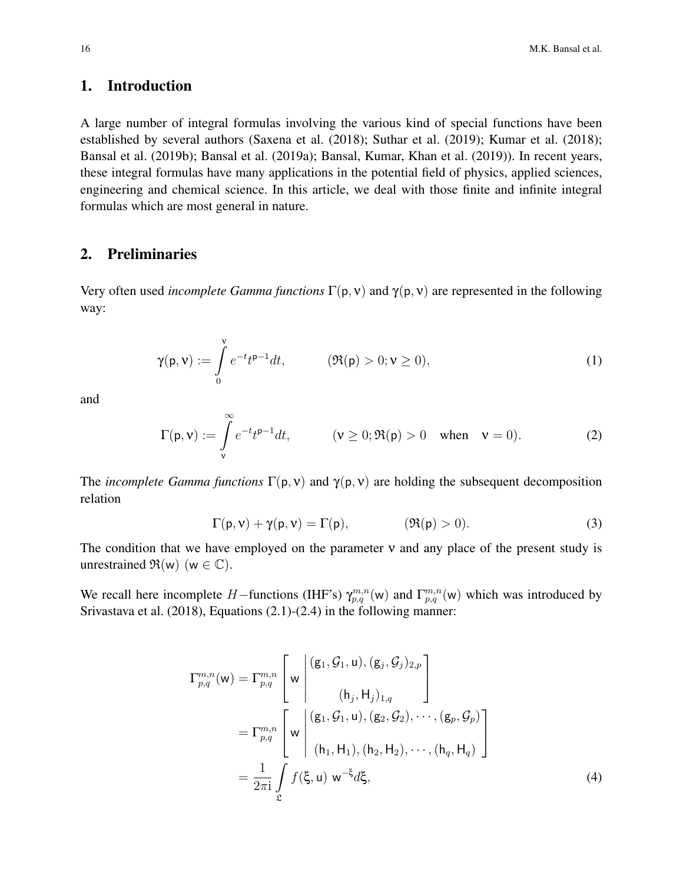## 1. Introduction

A large number of integral formulas involving the various kind of special functions have been established by several authors (Saxena et al. (2018); Suthar et al. (2019); Kumar et al. (2018); Bansal et al. (2019b); Bansal et al. (2019a); Bansal, Kumar, Khan et al. (2019)). In recent years, these integral formulas have many applications in the potential field of physics, applied sciences, engineering and chemical science. In this article, we deal with those finite and infinite integral formulas which are most general in nature.

## 2. Preliminaries

Very often used *incomplete Gamma functions* $\Gamma(\mathsf{p},\nu)$ and $\gamma(\mathsf{p},\nu)$ are represented in the following way:

$$\gamma(\mathsf{p},\nu) := \int_0^{\nu} e^{-t} t^{\mathsf{p}-1} dt, \qquad (\Re(\mathsf{p}) > 0; \nu \geq 0), \tag{1}$$

and

$$\Gamma(\mathsf{p},\nu) := \int_{\nu}^{\infty} e^{-t} t^{\mathsf{p}-1} dt, \qquad (\nu \geq 0; \Re(\mathsf{p}) > 0 \quad \text{when} \quad \nu = 0). \tag{2}$$

The *incomplete Gamma functions* $\Gamma(\mathsf{p},\nu)$ and $\gamma(\mathsf{p},\nu)$ are holding the subsequent decomposition relation

$$\Gamma(\mathsf{p},\nu) + \gamma(\mathsf{p},\nu) = \Gamma(\mathsf{p}), \qquad (\Re(\mathsf{p}) > 0). \tag{3}$$

The condition that we have employed on the parameter $\nu$ and any place of the present study is unrestrained $\Re(\mathsf{w})$ ($\mathsf{w} \in \mathbb{C}$).

We recall here incomplete $H-$functions (IHF's) $\gamma_{p,q}^{m,n}(\mathsf{w})$ and $\Gamma_{p,q}^{m,n}(\mathsf{w})$ which was introduced by Srivastava et al. (2018), Equations (2.1)-(2.4) in the following manner:

$$\begin{aligned}
\Gamma_{p,q}^{m,n}(\mathsf{w}) &= \Gamma_{p,q}^{m,n}\left[\mathsf{w}\ \middle|\ \begin{matrix} (\mathsf{g}_1, \mathcal{G}_1, \mathsf{u}), (\mathsf{g}_j, \mathcal{G}_j)_{2,p} \\ \\ (\mathsf{h}_j, \mathsf{H}_j)_{1,q} \end{matrix}\right] \\
&= \Gamma_{p,q}^{m,n}\left[\mathsf{w}\ \middle|\ \begin{matrix} (\mathsf{g}_1, \mathcal{G}_1, \mathsf{u}), (\mathsf{g}_2, \mathcal{G}_2), \cdots, (\mathsf{g}_p, \mathcal{G}_p) \\ \\ (\mathsf{h}_1, \mathsf{H}_1), (\mathsf{h}_2, \mathsf{H}_2), \cdots, (\mathsf{h}_q, \mathsf{H}_q) \end{matrix}\right] \\
&= \frac{1}{2\pi \mathrm{i}} \int_{\mathfrak{L}} f(\xi, \mathsf{u})\ \mathsf{w}^{-\xi} d\xi,
\end{aligned} \tag{4}$$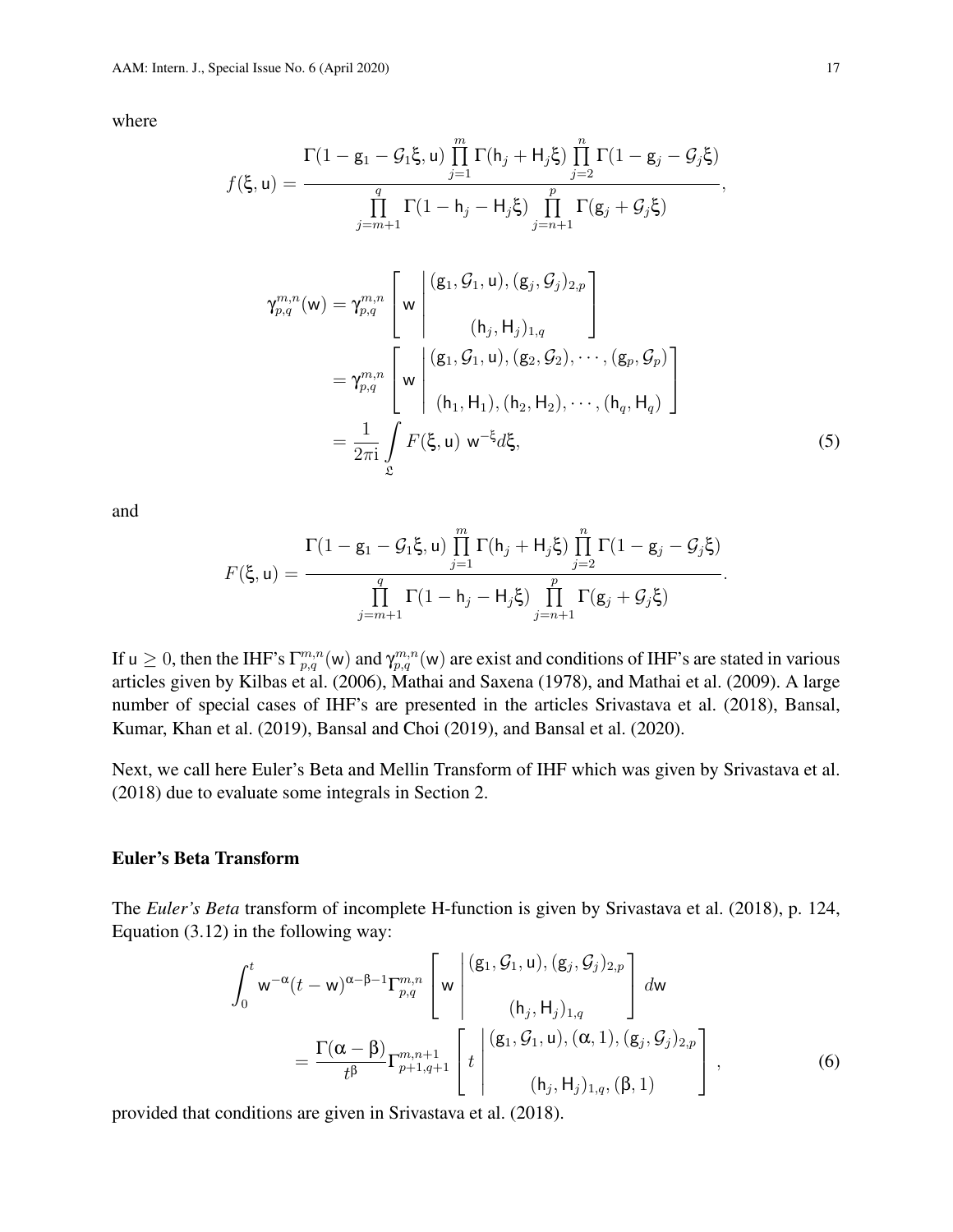where

$$f(\xi, \mathsf{u}) = \frac{\Gamma(1 - \mathsf{g}_1 - \mathcal{G}_1\xi, \mathsf{u}) \prod_{j=1}^{m} \Gamma(\mathsf{h}_j + \mathsf{H}_j\xi) \prod_{j=2}^{n} \Gamma(1 - \mathsf{g}_j - \mathcal{G}_j\xi)}{\prod_{j=m+1}^{q} \Gamma(1 - \mathsf{h}_j - \mathsf{H}_j\xi) \prod_{j=n+1}^{p} \Gamma(\mathsf{g}_j + \mathcal{G}_j\xi)},$$

$$\begin{aligned}
\gamma_{p,q}^{m,n}(\mathsf{w}) &= \gamma_{p,q}^{m,n}\left[\mathsf{w}\left|\begin{matrix}(\mathsf{g}_1, \mathcal{G}_1, \mathsf{u}), (\mathsf{g}_j, \mathcal{G}_j)_{2,p} \\ \\ (\mathsf{h}_j, \mathsf{H}_j)_{1,q}\end{matrix}\right.\right] \\
&= \gamma_{p,q}^{m,n}\left[\mathsf{w}\left|\begin{matrix}(\mathsf{g}_1, \mathcal{G}_1, \mathsf{u}), (\mathsf{g}_2, \mathcal{G}_2), \cdots, (\mathsf{g}_p, \mathcal{G}_p) \\ \\ (\mathsf{h}_1, \mathsf{H}_1), (\mathsf{h}_2, \mathsf{H}_2), \cdots, (\mathsf{h}_q, \mathsf{H}_q)\end{matrix}\right.\right] \\
&= \frac{1}{2\pi i} \int_{\mathfrak{L}} F(\xi, \mathsf{u})\ \mathsf{w}^{-\xi} d\xi,
\end{aligned} \tag{5}$$

and

$$F(\xi, \mathsf{u}) = \frac{\Gamma(1 - \mathsf{g}_1 - \mathcal{G}_1\xi, \mathsf{u}) \prod_{j=1}^{m} \Gamma(\mathsf{h}_j + \mathsf{H}_j\xi) \prod_{j=2}^{n} \Gamma(1 - \mathsf{g}_j - \mathcal{G}_j\xi)}{\prod_{j=m+1}^{q} \Gamma(1 - \mathsf{h}_j - \mathsf{H}_j\xi) \prod_{j=n+1}^{p} \Gamma(\mathsf{g}_j + \mathcal{G}_j\xi)}.$$

If $\mathsf{u} \geq 0$, then the IHF's $\Gamma_{p,q}^{m,n}(\mathsf{w})$ and $\gamma_{p,q}^{m,n}(\mathsf{w})$ are exist and conditions of IHF's are stated in various articles given by Kilbas et al. (2006), Mathai and Saxena (1978), and Mathai et al. (2009). A large number of special cases of IHF's are presented in the articles Srivastava et al. (2018), Bansal, Kumar, Khan et al. (2019), Bansal and Choi (2019), and Bansal et al. (2020).

Next, we call here Euler's Beta and Mellin Transform of IHF which was given by Srivastava et al. (2018) due to evaluate some integrals in Section 2.

### Euler's Beta Transform

The *Euler's Beta* transform of incomplete H-function is given by Srivastava et al. (2018), p. 124, Equation (3.12) in the following way:

$$\begin{aligned}
&\int_0^t \mathsf{w}^{-\alpha}(t - \mathsf{w})^{\alpha-\beta-1} \Gamma_{p,q}^{m,n}\left[\mathsf{w}\left|\begin{matrix}(\mathsf{g}_1, \mathcal{G}_1, \mathsf{u}), (\mathsf{g}_j, \mathcal{G}_j)_{2,p} \\ \\ (\mathsf{h}_j, \mathsf{H}_j)_{1,q}\end{matrix}\right.\right] d\mathsf{w} \\
&= \frac{\Gamma(\alpha - \beta)}{t^{\beta}} \Gamma_{p+1,q+1}^{m,n+1}\left[t\left|\begin{matrix}(\mathsf{g}_1, \mathcal{G}_1, \mathsf{u}), (\alpha, 1), (\mathsf{g}_j, \mathcal{G}_j)_{2,p} \\ \\ (\mathsf{h}_j, \mathsf{H}_j)_{1,q}, (\beta, 1)\end{matrix}\right.\right],
\end{aligned} \tag{6}$$

provided that conditions are given in Srivastava et al. (2018).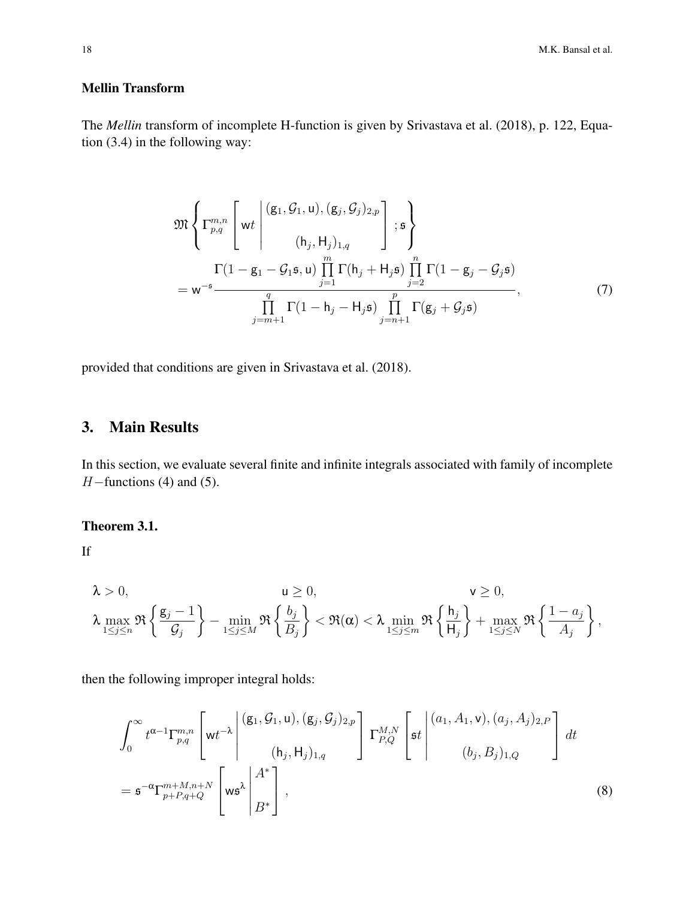### Mellin Transform

The *Mellin* transform of incomplete H-function is given by Srivastava et al. (2018), p. 122, Equation (3.4) in the following way:

$$
\mathfrak{M}\left\{ \Gamma_{p,q}^{m,n}\left[ \mathsf{w}t \left| \begin{matrix} (\mathsf{g}_1, \mathcal{G}_1, \mathsf{u}), (\mathsf{g}_j, \mathcal{G}_j)_{2,p} \\ \\ (\mathsf{h}_j, \mathsf{H}_j)_{1,q} \end{matrix} \right. \right]; \mathfrak{s} \right\}
$$

$$
= \mathsf{w}^{-\mathfrak{s}} \frac{\Gamma(1-\mathsf{g}_1-\mathcal{G}_1\mathfrak{s}, \mathsf{u}) \prod\limits_{j=1}^{m} \Gamma(\mathsf{h}_j+\mathsf{H}_j\mathfrak{s}) \prod\limits_{j=2}^{n} \Gamma(1-\mathsf{g}_j-\mathcal{G}_j\mathfrak{s})}{\prod\limits_{j=m+1}^{q} \Gamma(1-\mathsf{h}_j-\mathsf{H}_j\mathfrak{s}) \prod\limits_{j=n+1}^{p} \Gamma(\mathsf{g}_j+\mathcal{G}_j\mathfrak{s})}, \tag{7}
$$

provided that conditions are given in Srivastava et al. (2018).

## 3. Main Results

In this section, we evaluate several finite and infinite integrals associated with family of incomplete $H-$functions (4) and (5).

### Theorem 3.1.

If

$$
\lambda > 0, \qquad \mathsf{u} \geq 0, \qquad \mathsf{v} \geq 0,
$$

$$
\lambda \max_{1\leq j\leq n} \Re\left\{\frac{\mathsf{g}_j - 1}{\mathcal{G}_j}\right\} - \min_{1\leq j\leq M} \Re\left\{\frac{b_j}{B_j}\right\} < \Re(\alpha) < \lambda \min_{1\leq j\leq m} \Re\left\{\frac{\mathsf{h}_j}{\mathsf{H}_j}\right\} + \max_{1\leq j\leq N} \Re\left\{\frac{1-a_j}{A_j}\right\},
$$

then the following improper integral holds:

$$
\int_0^\infty t^{\alpha-1} \Gamma_{p,q}^{m,n}\left[ \mathsf{w}t^{-\lambda} \left| \begin{matrix} (\mathsf{g}_1, \mathcal{G}_1, \mathsf{u}), (\mathsf{g}_j, \mathcal{G}_j)_{2,p} \\ \\ (\mathsf{h}_j, \mathsf{H}_j)_{1,q} \end{matrix} \right. \right] \Gamma_{P,Q}^{M,N}\left[ \mathfrak{s}t \left| \begin{matrix} (a_1, A_1, \mathsf{v}), (a_j, A_j)_{2,P} \\ \\ (b_j, B_j)_{1,Q} \end{matrix} \right. \right] dt
$$

$$
= \mathfrak{s}^{-\alpha} \Gamma_{p+P,q+Q}^{m+M,n+N}\left[ \mathsf{w}\mathfrak{s}^{\lambda} \left| \begin{matrix} A^* \\ \\ B^* \end{matrix} \right. \right], \tag{8}
$$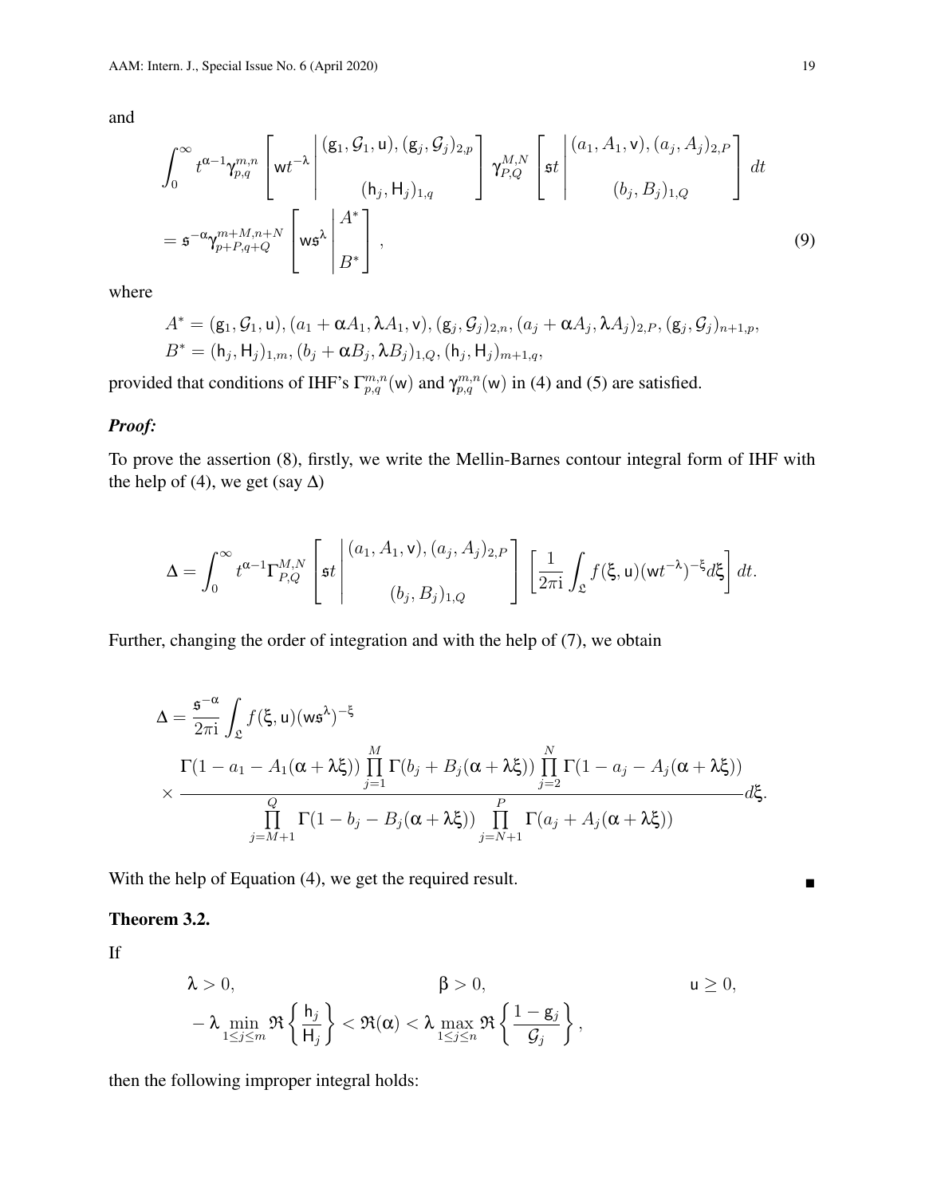and

$$\int_0^\infty t^{\alpha-1}\gamma_{p,q}^{m,n}\left[\mathsf{w}t^{-\lambda}\left|\begin{matrix}(\mathsf{g}_1,\mathcal{G}_1,\mathsf{u}),(\mathsf{g}_j,\mathcal{G}_j)_{2,p}\\ \\ (\mathsf{h}_j,\mathsf{H}_j)_{1,q}\end{matrix}\right.\right]\gamma_{P,Q}^{M,N}\left[\mathfrak{s}t\left|\begin{matrix}(a_1,A_1,\mathsf{v}),(a_j,A_j)_{2,P}\\ \\ (b_j,B_j)_{1,Q}\end{matrix}\right.\right]dt$$
$$=\mathfrak{s}^{-\alpha}\gamma_{p+P,q+Q}^{m+M,n+N}\left[\mathsf{w}\mathfrak{s}^{\lambda}\left|\begin{matrix}A^*\\ \\ B^*\end{matrix}\right.\right], \tag{9}$$

where

$$A^*=(\mathsf{g}_1,\mathcal{G}_1,\mathsf{u}),(a_1+\alpha A_1,\lambda A_1,\mathsf{v}),(\mathsf{g}_j,\mathcal{G}_j)_{2,n},(a_j+\alpha A_j,\lambda A_j)_{2,P},(\mathsf{g}_j,\mathcal{G}_j)_{n+1,p},$$
$$B^*=(\mathsf{h}_j,\mathsf{H}_j)_{1,m},(b_j+\alpha B_j,\lambda B_j)_{1,Q},(\mathsf{h}_j,\mathsf{H}_j)_{m+1,q},$$

provided that conditions of IHF's $\Gamma_{p,q}^{m,n}(\mathsf{w})$ and $\gamma_{p,q}^{m,n}(\mathsf{w})$ in (4) and (5) are satisfied.

***Proof:***

To prove the assertion (8), firstly, we write the Mellin-Barnes contour integral form of IHF with the help of (4), we get (say $\Delta$)

$$\Delta=\int_0^\infty t^{\alpha-1}\Gamma_{P,Q}^{M,N}\left[\mathfrak{s}t\left|\begin{matrix}(a_1,A_1,\mathsf{v}),(a_j,A_j)_{2,P}\\ \\ (b_j,B_j)_{1,Q}\end{matrix}\right.\right]\left[\frac{1}{2\pi\mathrm{i}}\int_{\mathfrak{L}}f(\xi,\mathsf{u})(\mathsf{w}t^{-\lambda})^{-\xi}d\xi\right]dt.$$

Further, changing the order of integration and with the help of (7), we obtain

$$\Delta=\frac{\mathfrak{s}^{-\alpha}}{2\pi\mathrm{i}}\int_{\mathfrak{L}}f(\xi,\mathsf{u})(\mathsf{w}\mathfrak{s}^{\lambda})^{-\xi}$$
$$\times\frac{\Gamma(1-a_1-A_1(\alpha+\lambda\xi))\prod_{j=1}^{M}\Gamma(b_j+B_j(\alpha+\lambda\xi))\prod_{j=2}^{N}\Gamma(1-a_j-A_j(\alpha+\lambda\xi))}{\prod_{j=M+1}^{Q}\Gamma(1-b_j-B_j(\alpha+\lambda\xi))\prod_{j=N+1}^{P}\Gamma(a_j+A_j(\alpha+\lambda\xi))}d\xi.$$

With the help of Equation (4), we get the required result. ∎

### Theorem 3.2.

If

$$\lambda>0,\qquad\qquad \beta>0,\qquad\qquad \mathsf{u}\geq 0,$$
$$-\lambda\min_{1\leq j\leq m}\Re\left\{\frac{\mathsf{h}_j}{\mathsf{H}_j}\right\}<\Re(\alpha)<\lambda\max_{1\leq j\leq n}\Re\left\{\frac{1-\mathsf{g}_j}{\mathcal{G}_j}\right\},$$

then the following improper integral holds: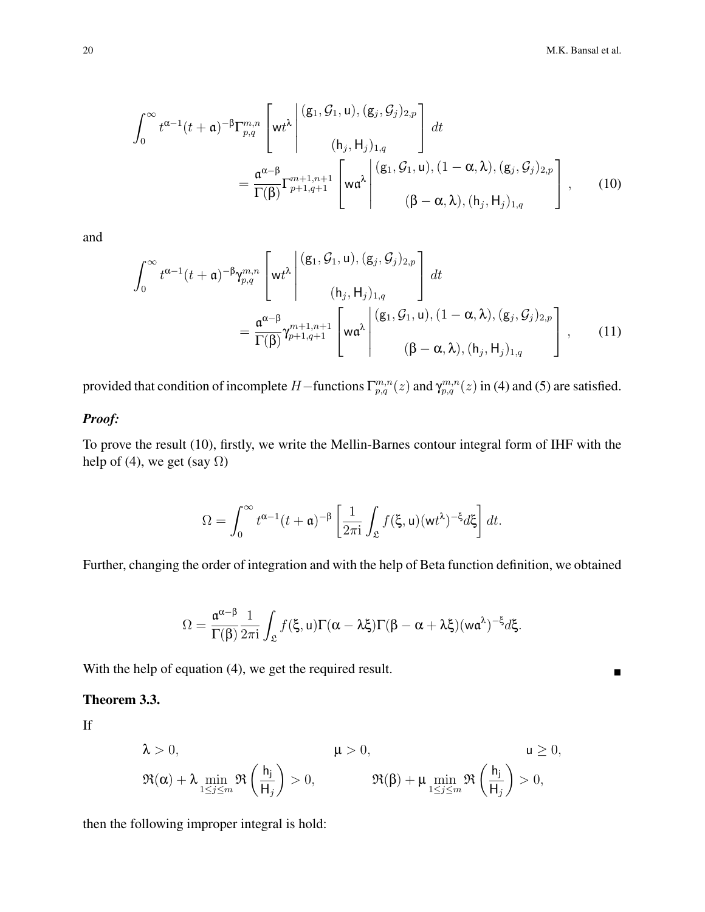$$
\int_0^\infty t^{\alpha-1}(t+\mathfrak{a})^{-\beta}\Gamma_{p,q}^{m,n}\left[\mathsf{w}t^{\lambda}\left|\begin{matrix}(\mathsf{g}_1,\mathcal{G}_1,\mathsf{u}),(\mathsf{g}_j,\mathcal{G}_j)_{2,p}\\ \\ (\mathsf{h}_j,\mathsf{H}_j)_{1,q}\end{matrix}\right.\right]dt
$$

$$
=\frac{\mathfrak{a}^{\alpha-\beta}}{\Gamma(\beta)}\Gamma_{p+1,q+1}^{m+1,n+1}\left[\mathsf{w}\mathfrak{a}^{\lambda}\left|\begin{matrix}(\mathsf{g}_1,\mathcal{G}_1,\mathsf{u}),(1-\alpha,\lambda),(\mathsf{g}_j,\mathcal{G}_j)_{2,p}\\ \\ (\beta-\alpha,\lambda),(\mathsf{h}_j,\mathsf{H}_j)_{1,q}\end{matrix}\right.\right], \tag{10}
$$

and

$$
\int_0^\infty t^{\alpha-1}(t+\mathfrak{a})^{-\beta}\gamma_{p,q}^{m,n}\left[\mathsf{w}t^{\lambda}\left|\begin{matrix}(\mathsf{g}_1,\mathcal{G}_1,\mathsf{u}),(\mathsf{g}_j,\mathcal{G}_j)_{2,p}\\ \\ (\mathsf{h}_j,\mathsf{H}_j)_{1,q}\end{matrix}\right.\right]dt
$$

$$
=\frac{\mathfrak{a}^{\alpha-\beta}}{\Gamma(\beta)}\gamma_{p+1,q+1}^{m+1,n+1}\left[\mathsf{w}\mathfrak{a}^{\lambda}\left|\begin{matrix}(\mathsf{g}_1,\mathcal{G}_1,\mathsf{u}),(1-\alpha,\lambda),(\mathsf{g}_j,\mathcal{G}_j)_{2,p}\\ \\ (\beta-\alpha,\lambda),(\mathsf{h}_j,\mathsf{H}_j)_{1,q}\end{matrix}\right.\right], \tag{11}
$$

provided that condition of incomplete $H-$functions $\Gamma_{p,q}^{m,n}(z)$ and $\gamma_{p,q}^{m,n}(z)$ in (4) and (5) are satisfied.

***Proof:***

To prove the result (10), firstly, we write the Mellin-Barnes contour integral form of IHF with the help of (4), we get (say $\Omega$)

$$
\Omega=\int_0^\infty t^{\alpha-1}(t+\mathfrak{a})^{-\beta}\left[\frac{1}{2\pi\mathrm{i}}\int_{\mathfrak{L}}f(\xi,\mathsf{u})(\mathsf{w}t^{\lambda})^{-\xi}d\xi\right]dt.
$$

Further, changing the order of integration and with the help of Beta function definition, we obtained

$$
\Omega=\frac{\mathfrak{a}^{\alpha-\beta}}{\Gamma(\beta)}\frac{1}{2\pi\mathrm{i}}\int_{\mathfrak{L}}f(\xi,\mathsf{u})\Gamma(\alpha-\lambda\xi)\Gamma(\beta-\alpha+\lambda\xi)(\mathsf{w}\mathfrak{a}^{\lambda})^{-\xi}d\xi.
$$

With the help of equation (4), we get the required result. ∎

**Theorem 3.3.**

If

$$
\lambda>0,\qquad \mu>0,\qquad \mathsf{u}\geq 0,
$$

$$
\Re(\alpha)+\lambda\min_{1\leq j\leq m}\Re\left(\frac{\mathsf{h}_\mathsf{j}}{\mathsf{H}_j}\right)>0,\qquad \Re(\beta)+\mu\min_{1\leq j\leq m}\Re\left(\frac{\mathsf{h}_\mathsf{j}}{\mathsf{H}_j}\right)>0,
$$

then the following improper integral is hold: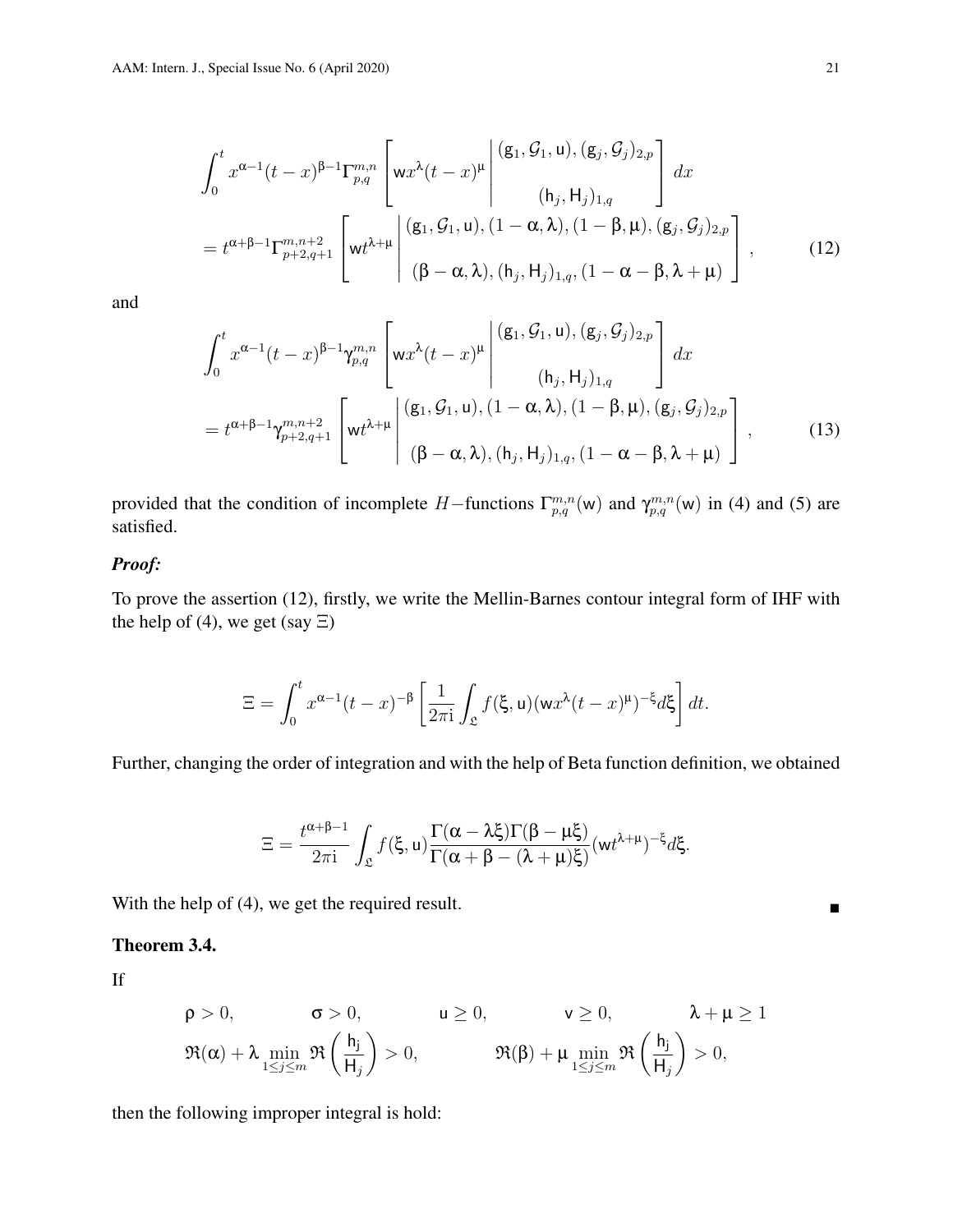$$\int_0^t x^{\alpha-1}(t-x)^{\beta-1}\Gamma_{p,q}^{m,n}\left[\mathsf{w}x^{\lambda}(t-x)^{\mu}\left|\begin{matrix}(\mathsf{g}_1,\mathcal{G}_1,\mathsf{u}),(\mathsf{g}_j,\mathcal{G}_j)_{2,p}\\ \\ (\mathsf{h}_j,\mathsf{H}_j)_{1,q}\end{matrix}\right.\right]dx$$

$$= t^{\alpha+\beta-1}\Gamma_{p+2,q+1}^{m,n+2}\left[\mathsf{w}t^{\lambda+\mu}\left|\begin{matrix}(\mathsf{g}_1,\mathcal{G}_1,\mathsf{u}),(1-\alpha,\lambda),(1-\beta,\mu),(\mathsf{g}_j,\mathcal{G}_j)_{2,p}\\ \\ (\beta-\alpha,\lambda),(\mathsf{h}_j,\mathsf{H}_j)_{1,q},(1-\alpha-\beta,\lambda+\mu)\end{matrix}\right.\right], \tag{12}$$

and

$$\int_0^t x^{\alpha-1}(t-x)^{\beta-1}\gamma_{p,q}^{m,n}\left[\mathsf{w}x^{\lambda}(t-x)^{\mu}\left|\begin{matrix}(\mathsf{g}_1,\mathcal{G}_1,\mathsf{u}),(\mathsf{g}_j,\mathcal{G}_j)_{2,p}\\ \\ (\mathsf{h}_j,\mathsf{H}_j)_{1,q}\end{matrix}\right.\right]dx$$

$$= t^{\alpha+\beta-1}\gamma_{p+2,q+1}^{m,n+2}\left[\mathsf{w}t^{\lambda+\mu}\left|\begin{matrix}(\mathsf{g}_1,\mathcal{G}_1,\mathsf{u}),(1-\alpha,\lambda),(1-\beta,\mu),(\mathsf{g}_j,\mathcal{G}_j)_{2,p}\\ \\ (\beta-\alpha,\lambda),(\mathsf{h}_j,\mathsf{H}_j)_{1,q},(1-\alpha-\beta,\lambda+\mu)\end{matrix}\right.\right], \tag{13}$$

provided that the condition of incomplete $H-$functions $\Gamma_{p,q}^{m,n}(\mathsf{w})$ and $\gamma_{p,q}^{m,n}(\mathsf{w})$ in (4) and (5) are satisfied.

***Proof:***

To prove the assertion (12), firstly, we write the Mellin-Barnes contour integral form of IHF with the help of (4), we get (say $\Xi$)

$$\Xi = \int_0^t x^{\alpha-1}(t-x)^{-\beta}\left[\frac{1}{2\pi i}\int_{\mathfrak{L}} f(\xi,\mathsf{u})(\mathsf{w}x^{\lambda}(t-x)^{\mu})^{-\xi}d\xi\right]dt.$$

Further, changing the order of integration and with the help of Beta function definition, we obtained

$$\Xi = \frac{t^{\alpha+\beta-1}}{2\pi i}\int_{\mathfrak{L}} f(\xi,\mathsf{u})\frac{\Gamma(\alpha-\lambda\xi)\Gamma(\beta-\mu\xi)}{\Gamma(\alpha+\beta-(\lambda+\mu)\xi)}(\mathsf{w}t^{\lambda+\mu})^{-\xi}d\xi.$$

With the help of (4), we get the required result. ∎

**Theorem 3.4.**

If

$$\rho > 0, \qquad \sigma > 0, \qquad \mathsf{u} \geq 0, \qquad \mathsf{v} \geq 0, \qquad \lambda + \mu \geq 1$$

$$\Re(\alpha) + \lambda \min_{1\leq j\leq m} \Re\left(\frac{\mathsf{h_j}}{\mathsf{H}_j}\right) > 0, \qquad \Re(\beta) + \mu \min_{1\leq j\leq m} \Re\left(\frac{\mathsf{h_j}}{\mathsf{H}_j}\right) > 0,$$

then the following improper integral is hold: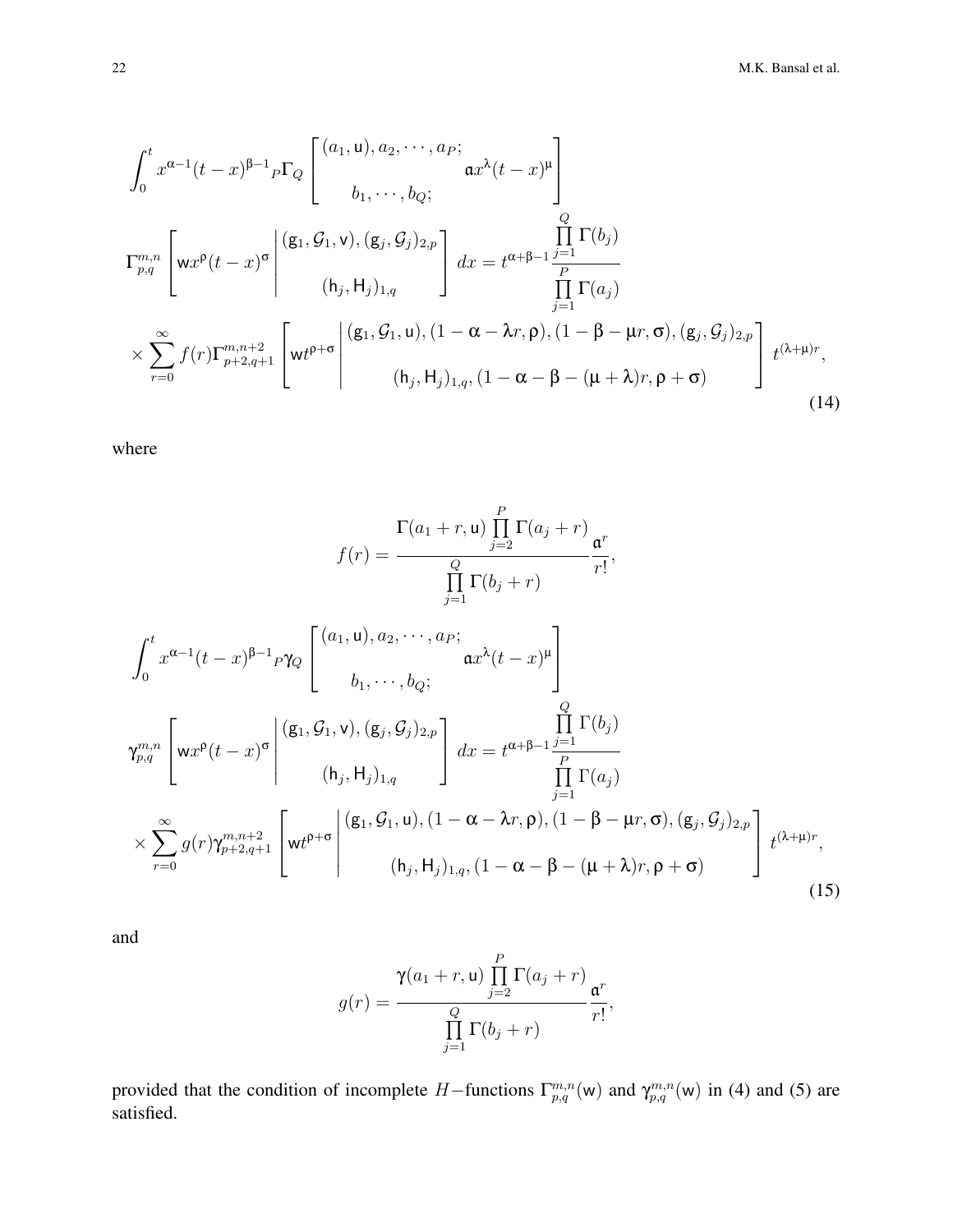$$\int_0^t x^{\alpha-1}(t-x)^{\beta-1}{}_P\Gamma_Q\left[\begin{matrix}(a_1,\mathsf{u}),a_2,\cdots,a_P;\\ b_1,\cdots,b_Q;\end{matrix}\ \mathfrak{a}x^{\lambda}(t-x)^{\mu}\right]$$

$$\Gamma_{p,q}^{m,n}\left[\mathsf{w}x^{\rho}(t-x)^{\sigma}\left|\begin{matrix}(\mathsf{g}_1,\mathcal{G}_1,\mathsf{v}),(\mathsf{g}_j,\mathcal{G}_j)_{2,p}\\ (\mathsf{h}_j,\mathsf{H}_j)_{1,q}\end{matrix}\right.\right]dx=t^{\alpha+\beta-1}\frac{\prod_{j=1}^{Q}\Gamma(b_j)}{\prod_{j=1}^{P}\Gamma(a_j)}$$

$$\times\sum_{r=0}^{\infty}f(r)\Gamma_{p+2,q+1}^{m,n+2}\left[\mathsf{w}t^{\rho+\sigma}\left|\begin{matrix}(\mathsf{g}_1,\mathcal{G}_1,\mathsf{u}),(1-\alpha-\lambda r,\rho),(1-\beta-\mu r,\sigma),(\mathsf{g}_j,\mathcal{G}_j)_{2,p}\\ (\mathsf{h}_j,\mathsf{H}_j)_{1,q},(1-\alpha-\beta-(\mu+\lambda)r,\rho+\sigma)\end{matrix}\right.\right]t^{(\lambda+\mu)r},\tag{14}$$

where

$$f(r)=\frac{\Gamma(a_1+r,\mathsf{u})\prod_{j=2}^{P}\Gamma(a_j+r)}{\prod_{j=1}^{Q}\Gamma(b_j+r)}\frac{\mathfrak{a}^r}{r!},$$

$$\int_0^t x^{\alpha-1}(t-x)^{\beta-1}{}_P\gamma_Q\left[\begin{matrix}(a_1,\mathsf{u}),a_2,\cdots,a_P;\\ b_1,\cdots,b_Q;\end{matrix}\ \mathfrak{a}x^{\lambda}(t-x)^{\mu}\right]$$

$$\gamma_{p,q}^{m,n}\left[\mathsf{w}x^{\rho}(t-x)^{\sigma}\left|\begin{matrix}(\mathsf{g}_1,\mathcal{G}_1,\mathsf{v}),(\mathsf{g}_j,\mathcal{G}_j)_{2,p}\\ (\mathsf{h}_j,\mathsf{H}_j)_{1,q}\end{matrix}\right.\right]dx=t^{\alpha+\beta-1}\frac{\prod_{j=1}^{Q}\Gamma(b_j)}{\prod_{j=1}^{P}\Gamma(a_j)}$$

$$\times\sum_{r=0}^{\infty}g(r)\gamma_{p+2,q+1}^{m,n+2}\left[\mathsf{w}t^{\rho+\sigma}\left|\begin{matrix}(\mathsf{g}_1,\mathcal{G}_1,\mathsf{u}),(1-\alpha-\lambda r,\rho),(1-\beta-\mu r,\sigma),(\mathsf{g}_j,\mathcal{G}_j)_{2,p}\\ (\mathsf{h}_j,\mathsf{H}_j)_{1,q},(1-\alpha-\beta-(\mu+\lambda)r,\rho+\sigma)\end{matrix}\right.\right]t^{(\lambda+\mu)r},\tag{15}$$

and

$$g(r)=\frac{\gamma(a_1+r,\mathsf{u})\prod_{j=2}^{P}\Gamma(a_j+r)}{\prod_{j=1}^{Q}\Gamma(b_j+r)}\frac{\mathfrak{a}^r}{r!},$$

provided that the condition of incomplete $H-$functions $\Gamma_{p,q}^{m,n}(\mathsf{w})$ and $\gamma_{p,q}^{m,n}(\mathsf{w})$ in (4) and (5) are satisfied.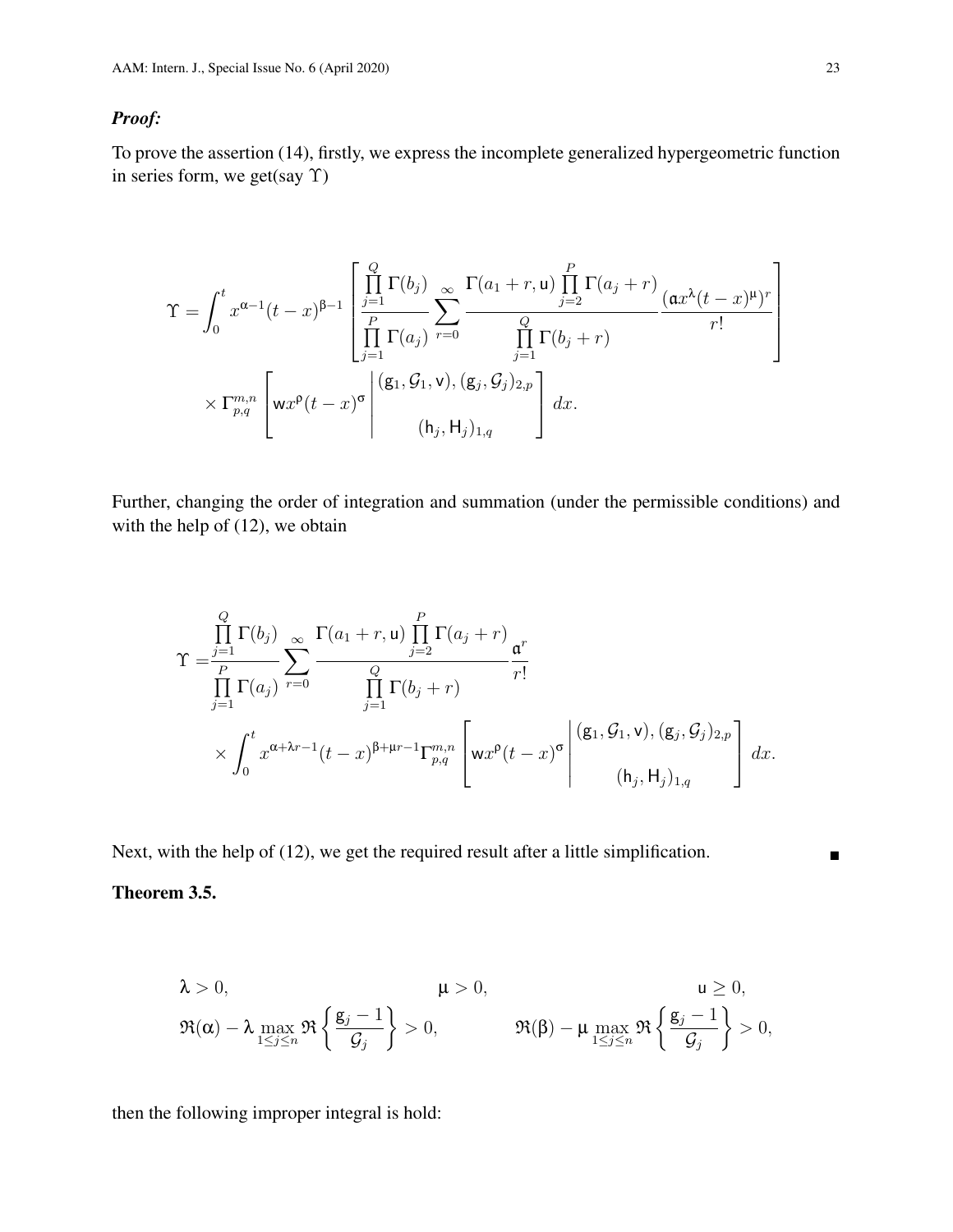***Proof:***

To prove the assertion (14), firstly, we express the incomplete generalized hypergeometric function in series form, we get(say $\Upsilon$)

$$\Upsilon = \int_0^t x^{\alpha-1}(t-x)^{\beta-1} \left[ \frac{\prod_{j=1}^{Q}\Gamma(b_j)}{\prod_{j=1}^{P}\Gamma(a_j)} \sum_{r=0}^{\infty} \frac{\Gamma(a_1+r,\mathsf{u})\prod_{j=2}^{P}\Gamma(a_j+r)}{\prod_{j=1}^{Q}\Gamma(b_j+r)} \frac{(\mathfrak{a}x^{\lambda}(t-x)^{\mu})^r}{r!} \right]$$
$$\times\, \Gamma_{p,q}^{m,n}\left[ \mathsf{w}x^{\rho}(t-x)^{\sigma} \left| \begin{matrix} (\mathsf{g}_1,\mathcal{G}_1,\mathsf{v}),(\mathsf{g}_j,\mathcal{G}_j)_{2,p} \\ (\mathsf{h}_j,\mathsf{H}_j)_{1,q} \end{matrix} \right. \right] dx.$$

Further, changing the order of integration and summation (under the permissible conditions) and with the help of (12), we obtain

$$\Upsilon = \frac{\prod_{j=1}^{Q}\Gamma(b_j)}{\prod_{j=1}^{P}\Gamma(a_j)} \sum_{r=0}^{\infty} \frac{\Gamma(a_1+r,\mathsf{u})\prod_{j=2}^{P}\Gamma(a_j+r)}{\prod_{j=1}^{Q}\Gamma(b_j+r)} \frac{\mathfrak{a}^r}{r!}$$
$$\times \int_0^t x^{\alpha+\lambda r-1}(t-x)^{\beta+\mu r-1}\Gamma_{p,q}^{m,n}\left[ \mathsf{w}x^{\rho}(t-x)^{\sigma} \left| \begin{matrix} (\mathsf{g}_1,\mathcal{G}_1,\mathsf{v}),(\mathsf{g}_j,\mathcal{G}_j)_{2,p} \\ (\mathsf{h}_j,\mathsf{H}_j)_{1,q} \end{matrix} \right. \right] dx.$$

Next, with the help of (12), we get the required result after a little simplification. ∎

**Theorem 3.5.**

$$\lambda > 0, \qquad \mu > 0, \qquad \mathsf{u} \geq 0,$$
$$\Re(\alpha) - \lambda \max_{1\leq j\leq n} \Re\left\{\frac{\mathsf{g}_j - 1}{\mathcal{G}_j}\right\} > 0, \qquad \Re(\beta) - \mu \max_{1\leq j\leq n} \Re\left\{\frac{\mathsf{g}_j - 1}{\mathcal{G}_j}\right\} > 0,$$

then the following improper integral is hold: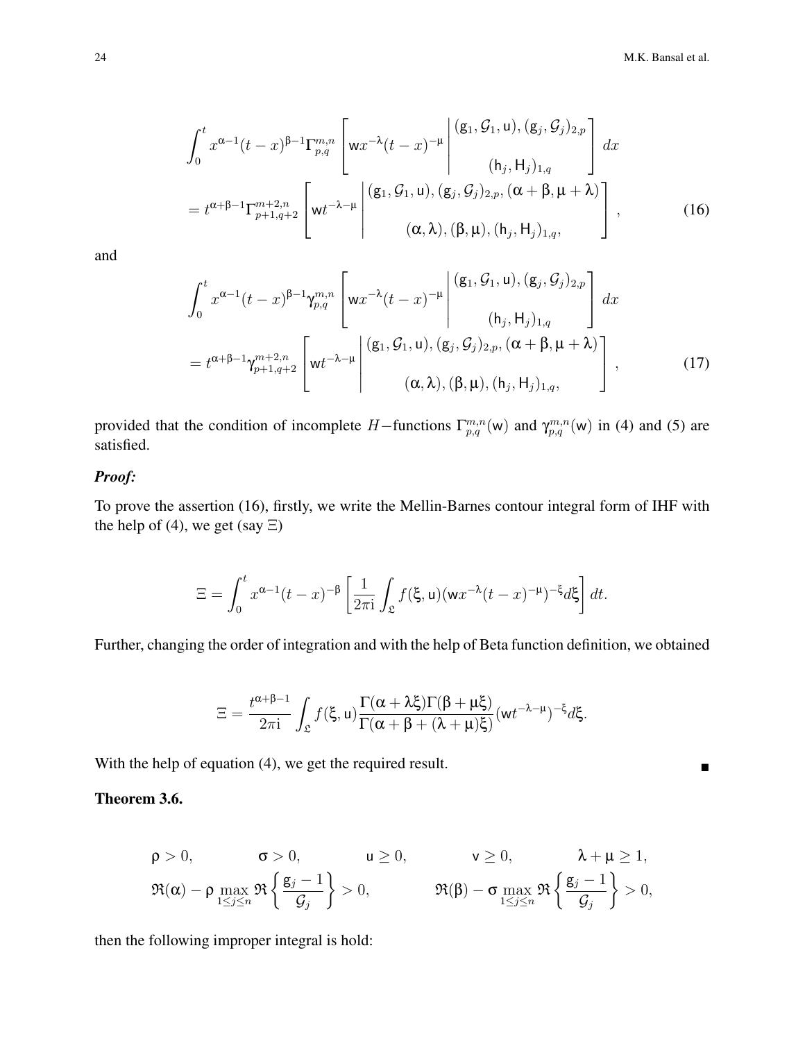$$
\int_0^t x^{\alpha-1}(t-x)^{\beta-1}\Gamma_{p,q}^{m,n}\left[\mathsf{w}x^{-\lambda}(t-x)^{-\mu}\,\middle|\,\begin{matrix}(\mathsf{g}_1,\mathcal{G}_1,\mathsf{u}),(\mathsf{g}_j,\mathcal{G}_j)_{2,p}\\ (\mathsf{h}_j,\mathsf{H}_j)_{1,q}\end{matrix}\right]dx
$$
$$
=t^{\alpha+\beta-1}\Gamma_{p+1,q+2}^{m+2,n}\left[\mathsf{w}t^{-\lambda-\mu}\,\middle|\,\begin{matrix}(\mathsf{g}_1,\mathcal{G}_1,\mathsf{u}),(\mathsf{g}_j,\mathcal{G}_j)_{2,p},(\alpha+\beta,\mu+\lambda)\\ (\alpha,\lambda),(\beta,\mu),(\mathsf{h}_j,\mathsf{H}_j)_{1,q},\end{matrix}\right], \tag{16}
$$

and

$$
\int_0^t x^{\alpha-1}(t-x)^{\beta-1}\gamma_{p,q}^{m,n}\left[\mathsf{w}x^{-\lambda}(t-x)^{-\mu}\,\middle|\,\begin{matrix}(\mathsf{g}_1,\mathcal{G}_1,\mathsf{u}),(\mathsf{g}_j,\mathcal{G}_j)_{2,p}\\ (\mathsf{h}_j,\mathsf{H}_j)_{1,q}\end{matrix}\right]dx
$$
$$
=t^{\alpha+\beta-1}\gamma_{p+1,q+2}^{m+2,n}\left[\mathsf{w}t^{-\lambda-\mu}\,\middle|\,\begin{matrix}(\mathsf{g}_1,\mathcal{G}_1,\mathsf{u}),(\mathsf{g}_j,\mathcal{G}_j)_{2,p},(\alpha+\beta,\mu+\lambda)\\ (\alpha,\lambda),(\beta,\mu),(\mathsf{h}_j,\mathsf{H}_j)_{1,q},\end{matrix}\right], \tag{17}
$$

provided that the condition of incomplete $H-$functions $\Gamma_{p,q}^{m,n}(\mathsf{w})$ and $\gamma_{p,q}^{m,n}(\mathsf{w})$ in (4) and (5) are satisfied.

***Proof:***

To prove the assertion (16), firstly, we write the Mellin-Barnes contour integral form of IHF with the help of (4), we get (say $\Xi$)

$$
\Xi=\int_0^t x^{\alpha-1}(t-x)^{-\beta}\left[\frac{1}{2\pi\mathrm{i}}\int_{\mathfrak{L}} f(\xi,\mathsf{u})(\mathsf{w}x^{-\lambda}(t-x)^{-\mu})^{-\xi}d\xi\right]dt.
$$

Further, changing the order of integration and with the help of Beta function definition, we obtained

$$
\Xi=\frac{t^{\alpha+\beta-1}}{2\pi\mathrm{i}}\int_{\mathfrak{L}} f(\xi,\mathsf{u})\frac{\Gamma(\alpha+\lambda\xi)\Gamma(\beta+\mu\xi)}{\Gamma(\alpha+\beta+(\lambda+\mu)\xi)}(\mathsf{w}t^{-\lambda-\mu})^{-\xi}d\xi.
$$

With the help of equation (4), we get the required result. ∎

**Theorem 3.6.**

$$
\rho>0,\qquad \sigma>0,\qquad \mathsf{u}\geq 0,\qquad \mathsf{v}\geq 0,\qquad \lambda+\mu\geq 1,
$$
$$
\Re(\alpha)-\rho\max_{1\leq j\leq n}\Re\left\{\frac{\mathsf{g}_j-1}{\mathcal{G}_j}\right\}>0,\qquad \Re(\beta)-\sigma\max_{1\leq j\leq n}\Re\left\{\frac{\mathsf{g}_j-1}{\mathcal{G}_j}\right\}>0,
$$

then the following improper integral is hold: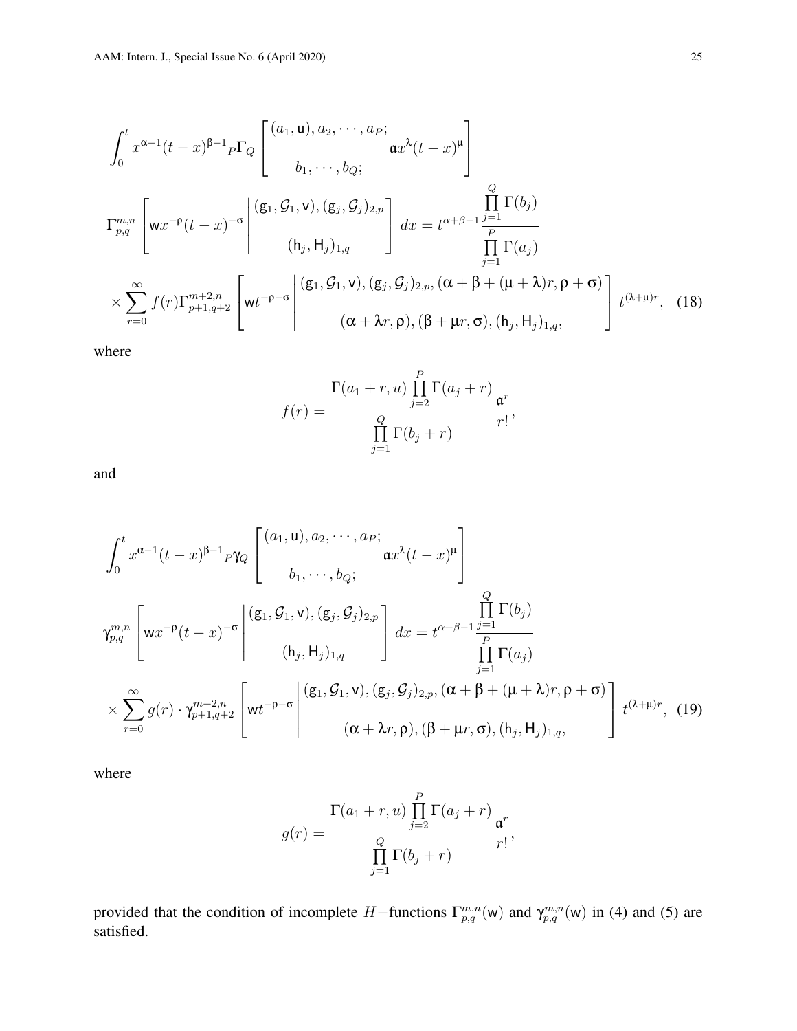$$
\int_0^t x^{\alpha-1}(t-x)^{\beta-1}{}_P\Gamma_Q\left[\begin{matrix}(a_1,\mathsf{u}),a_2,\cdots,a_P;\\ \\ b_1,\cdots,b_Q;\end{matrix}\ \mathfrak{a}x^{\lambda}(t-x)^{\mu}\right]
$$

$$
\Gamma_{p,q}^{m,n}\left[\mathsf{w}x^{-\rho}(t-x)^{-\sigma}\left|\begin{matrix}(\mathsf{g}_1,\mathcal{G}_1,\mathsf{v}),(\mathsf{g}_j,\mathcal{G}_j)_{2,p}\\ \\ (\mathsf{h}_j,\mathsf{H}_j)_{1,q}\end{matrix}\right.\right]dx=t^{\alpha+\beta-1}\frac{\prod\limits_{j=1}^{Q}\Gamma(b_j)}{\prod\limits_{j=1}^{P}\Gamma(a_j)}
$$

$$
\times\sum_{r=0}^{\infty}f(r)\Gamma_{p+1,q+2}^{m+2,n}\left[\mathsf{w}t^{-\rho-\sigma}\left|\begin{matrix}(\mathsf{g}_1,\mathcal{G}_1,\mathsf{v}),(\mathsf{g}_j,\mathcal{G}_j)_{2,p},(\alpha+\beta+(\mu+\lambda)r,\rho+\sigma)\\ \\ (\alpha+\lambda r,\rho),(\beta+\mu r,\sigma),(\mathsf{h}_j,\mathsf{H}_j)_{1,q},\end{matrix}\right.\right]t^{(\lambda+\mu)r},\quad(18)
$$

where

$$
f(r)=\frac{\Gamma(a_1+r,u)\prod\limits_{j=2}^{P}\Gamma(a_j+r)}{\prod\limits_{j=1}^{Q}\Gamma(b_j+r)}\frac{\mathfrak{a}^r}{r!},
$$

and

$$
\int_0^t x^{\alpha-1}(t-x)^{\beta-1}{}_P\gamma_Q\left[\begin{matrix}(a_1,\mathsf{u}),a_2,\cdots,a_P;\\ \\ b_1,\cdots,b_Q;\end{matrix}\ \mathfrak{a}x^{\lambda}(t-x)^{\mu}\right]
$$

$$
\gamma_{p,q}^{m,n}\left[\mathsf{w}x^{-\rho}(t-x)^{-\sigma}\left|\begin{matrix}(\mathsf{g}_1,\mathcal{G}_1,\mathsf{v}),(\mathsf{g}_j,\mathcal{G}_j)_{2,p}\\ \\ (\mathsf{h}_j,\mathsf{H}_j)_{1,q}\end{matrix}\right.\right]dx=t^{\alpha+\beta-1}\frac{\prod\limits_{j=1}^{Q}\Gamma(b_j)}{\prod\limits_{j=1}^{P}\Gamma(a_j)}
$$

$$
\times\sum_{r=0}^{\infty}g(r)\cdot\gamma_{p+1,q+2}^{m+2,n}\left[\mathsf{w}t^{-\rho-\sigma}\left|\begin{matrix}(\mathsf{g}_1,\mathcal{G}_1,\mathsf{v}),(\mathsf{g}_j,\mathcal{G}_j)_{2,p},(\alpha+\beta+(\mu+\lambda)r,\rho+\sigma)\\ \\ (\alpha+\lambda r,\rho),(\beta+\mu r,\sigma),(\mathsf{h}_j,\mathsf{H}_j)_{1,q},\end{matrix}\right.\right]t^{(\lambda+\mu)r},\quad(19)
$$

where

$$
g(r)=\frac{\Gamma(a_1+r,u)\prod\limits_{j=2}^{P}\Gamma(a_j+r)}{\prod\limits_{j=1}^{Q}\Gamma(b_j+r)}\frac{\mathfrak{a}^r}{r!},
$$

provided that the condition of incomplete $H-$functions $\Gamma_{p,q}^{m,n}(\mathsf{w})$ and $\gamma_{p,q}^{m,n}(\mathsf{w})$ in (4) and (5) are satisfied.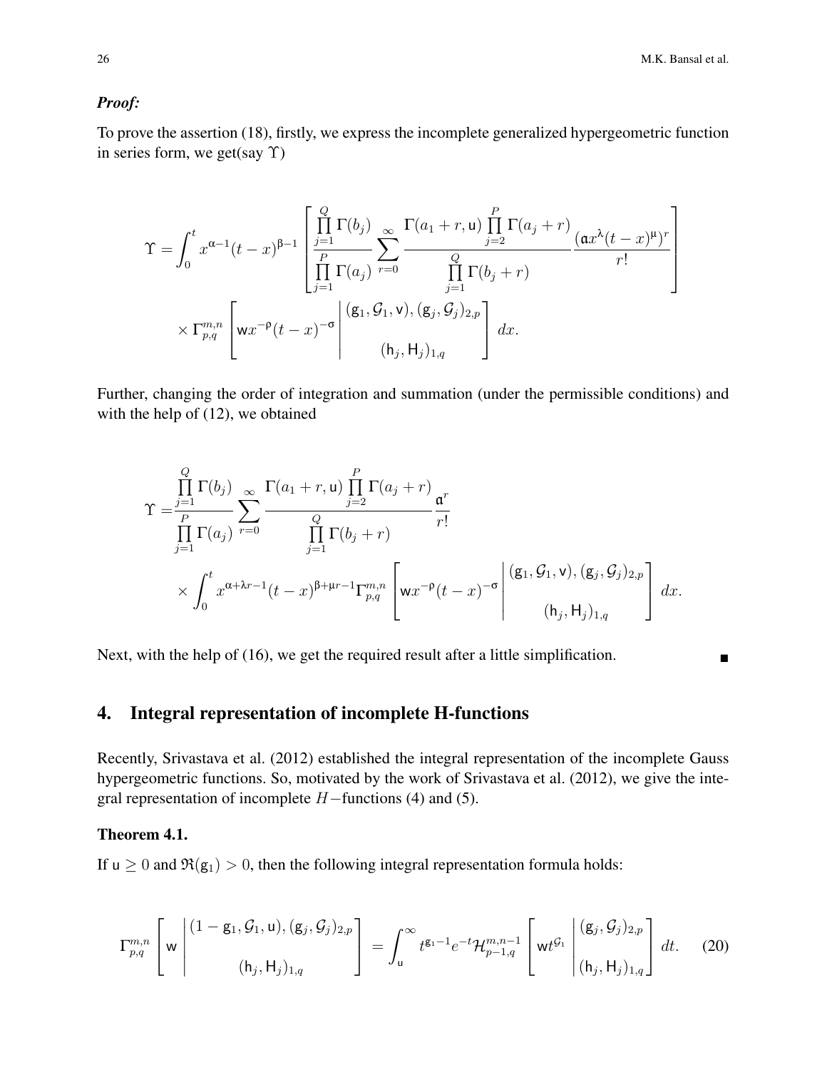***Proof:***

To prove the assertion (18), firstly, we express the incomplete generalized hypergeometric function in series form, we get(say $\Upsilon$)

$$\Upsilon = \int_0^t x^{\alpha-1}(t-x)^{\beta-1}\left[\frac{\prod\limits_{j=1}^{Q}\Gamma(b_j)}{\prod\limits_{j=1}^{P}\Gamma(a_j)}\sum_{r=0}^{\infty}\frac{\Gamma(a_1+r,\mathsf{u})\prod\limits_{j=2}^{P}\Gamma(a_j+r)}{\prod\limits_{j=1}^{Q}\Gamma(b_j+r)}\frac{(\mathfrak{a}x^{\lambda}(t-x)^{\mu})^r}{r!}\right]$$
$$\times\,\Gamma_{p,q}^{m,n}\left[\mathsf{w}x^{-\rho}(t-x)^{-\sigma}\left|\begin{matrix}(\mathsf{g}_1,\mathcal{G}_1,\mathsf{v}),(\mathsf{g}_j,\mathcal{G}_j)_{2,p}\\ \\ (\mathsf{h}_j,\mathsf{H}_j)_{1,q}\end{matrix}\right.\right]dx.$$

Further, changing the order of integration and summation (under the permissible conditions) and with the help of (12), we obtained

$$\Upsilon = \frac{\prod\limits_{j=1}^{Q}\Gamma(b_j)}{\prod\limits_{j=1}^{P}\Gamma(a_j)}\sum_{r=0}^{\infty}\frac{\Gamma(a_1+r,\mathsf{u})\prod\limits_{j=2}^{P}\Gamma(a_j+r)}{\prod\limits_{j=1}^{Q}\Gamma(b_j+r)}\frac{\mathfrak{a}^r}{r!}$$
$$\times\int_0^t x^{\alpha+\lambda r-1}(t-x)^{\beta+\mu r-1}\Gamma_{p,q}^{m,n}\left[\mathsf{w}x^{-\rho}(t-x)^{-\sigma}\left|\begin{matrix}(\mathsf{g}_1,\mathcal{G}_1,\mathsf{v}),(\mathsf{g}_j,\mathcal{G}_j)_{2,p}\\ \\ (\mathsf{h}_j,\mathsf{H}_j)_{1,q}\end{matrix}\right.\right]dx.$$

Next, with the help of (16), we get the required result after a little simplification. ∎

## 4. Integral representation of incomplete H-functions

Recently, Srivastava et al. (2012) established the integral representation of the incomplete Gauss hypergeometric functions. So, motivated by the work of Srivastava et al. (2012), we give the integral representation of incomplete $H-$functions (4) and (5).

### Theorem 4.1.

If $\mathsf{u}\geq 0$ and $\Re(\mathsf{g}_1)>0$, then the following integral representation formula holds:

$$\Gamma_{p,q}^{m,n}\left[\mathsf{w}\left|\begin{matrix}(1-\mathsf{g}_1,\mathcal{G}_1,\mathsf{u}),(\mathsf{g}_j,\mathcal{G}_j)_{2,p}\\ \\ (\mathsf{h}_j,\mathsf{H}_j)_{1,q}\end{matrix}\right.\right] = \int_{\mathsf{u}}^{\infty} t^{\mathsf{g}_1-1}e^{-t}\mathcal{H}_{p-1,q}^{m,n-1}\left[\mathsf{w}t^{\mathcal{G}_1}\left|\begin{matrix}(\mathsf{g}_j,\mathcal{G}_j)_{2,p}\\ (\mathsf{h}_j,\mathsf{H}_j)_{1,q}\end{matrix}\right.\right]dt. \tag{20}$$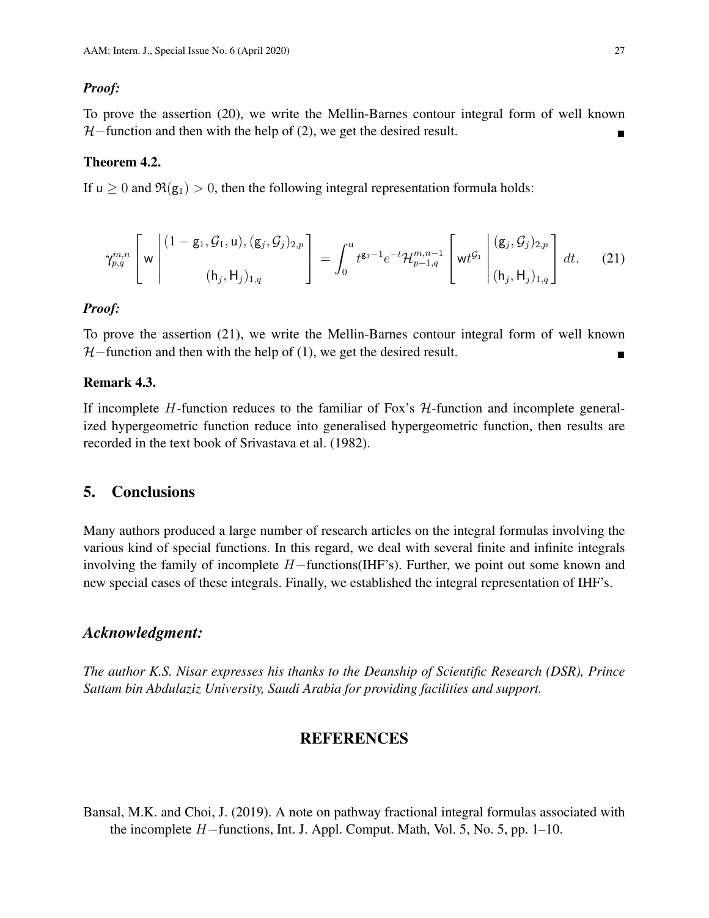***Proof:***

To prove the assertion (20), we write the Mellin-Barnes contour integral form of well known $\mathcal{H}-$function and then with the help of (2), we get the desired result. ■

**Theorem 4.2.**

If $\mathsf{u} \geq 0$ and $\Re(\mathsf{g}_1) > 0$, then the following integral representation formula holds:

$$\gamma_{p,q}^{m,n}\left[\mathsf{w}\left|\begin{matrix}(1-\mathsf{g}_1,\mathcal{G}_1,\mathsf{u}),(\mathsf{g}_j,\mathcal{G}_j)_{2,p}\\ \\ (\mathsf{h}_j,\mathsf{H}_j)_{1,q}\end{matrix}\right.\right] = \int_0^{\mathsf{u}} t^{\mathsf{g}_1-1}e^{-t}\mathcal{H}_{p-1,q}^{m,n-1}\left[\mathsf{w}t^{\mathcal{G}_1}\left|\begin{matrix}(\mathsf{g}_j,\mathcal{G}_j)_{2,p}\\ \\ (\mathsf{h}_j,\mathsf{H}_j)_{1,q}\end{matrix}\right.\right]dt. \tag{21}$$

***Proof:***

To prove the assertion (21), we write the Mellin-Barnes contour integral form of well known $\mathcal{H}-$function and then with the help of (1), we get the desired result. ■

**Remark 4.3.**

If incomplete $H$-function reduces to the familiar of Fox's $\mathcal{H}$-function and incomplete generalized hypergeometric function reduce into generalised hypergeometric function, then results are recorded in the text book of Srivastava et al. (1982).

## 5. Conclusions

Many authors produced a large number of research articles on the integral formulas involving the various kind of special functions. In this regard, we deal with several finite and infinite integrals involving the family of incomplete $H-$functions(IHF's). Further, we point out some known and new special cases of these integrals. Finally, we established the integral representation of IHF's.

## *Acknowledgment:*

*The author K.S. Nisar expresses his thanks to the Deanship of Scientific Research (DSR), Prince Sattam bin Abdulaziz University, Saudi Arabia for providing facilities and support.*

## REFERENCES

Bansal, M.K. and Choi, J. (2019). A note on pathway fractional integral formulas associated with the incomplete $H-$functions, Int. J. Appl. Comput. Math, Vol. 5, No. 5, pp. 1–10.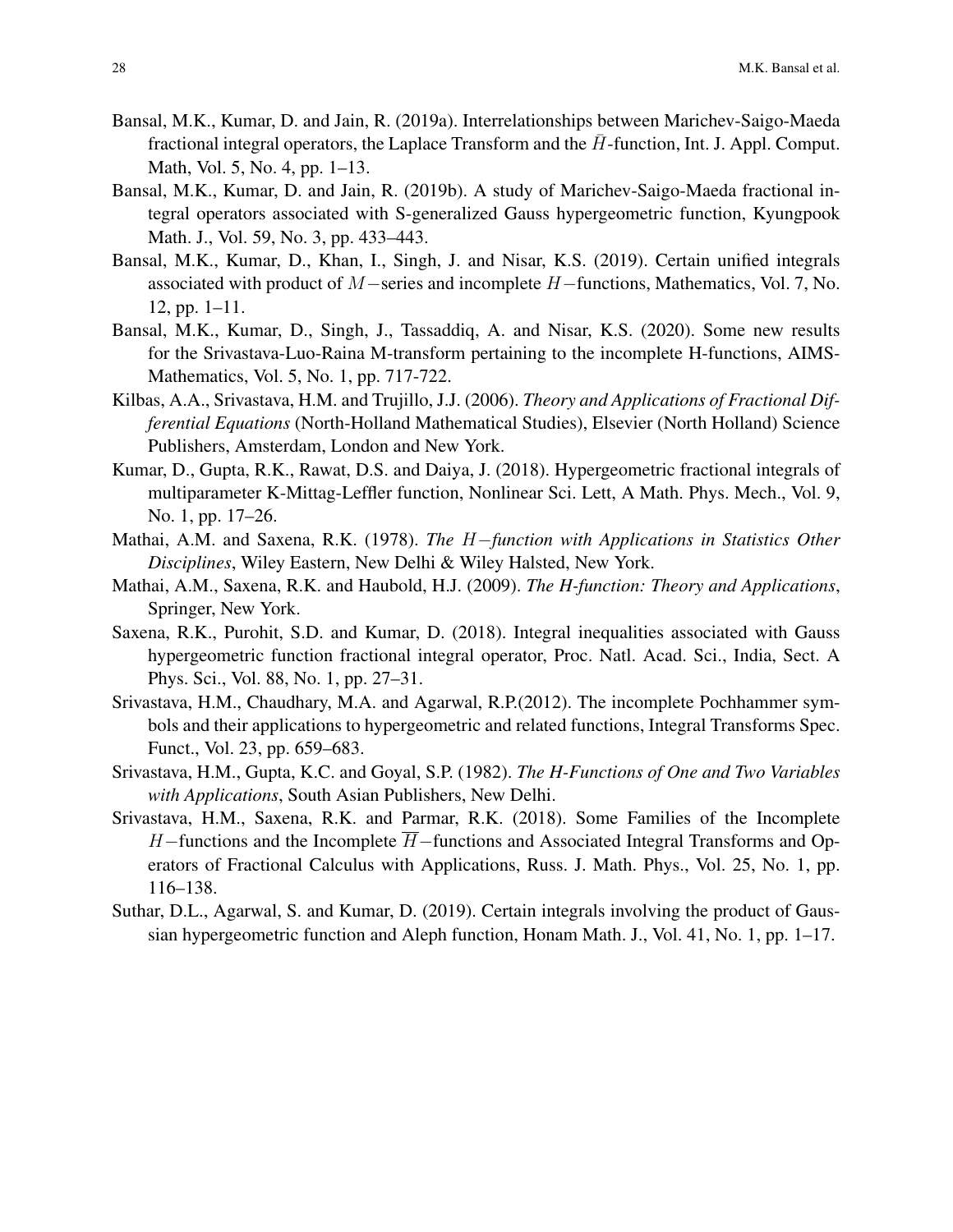Bansal, M.K., Kumar, D. and Jain, R. (2019a). Interrelationships between Marichev-Saigo-Maeda fractional integral operators, the Laplace Transform and the $\bar{H}$-function, Int. J. Appl. Comput. Math, Vol. 5, No. 4, pp. 1–13.

Bansal, M.K., Kumar, D. and Jain, R. (2019b). A study of Marichev-Saigo-Maeda fractional integral operators associated with S-generalized Gauss hypergeometric function, Kyungpook Math. J., Vol. 59, No. 3, pp. 433–443.

Bansal, M.K., Kumar, D., Khan, I., Singh, J. and Nisar, K.S. (2019). Certain unified integrals associated with product of $M-$series and incomplete $H-$functions, Mathematics, Vol. 7, No. 12, pp. 1–11.

Bansal, M.K., Kumar, D., Singh, J., Tassaddiq, A. and Nisar, K.S. (2020). Some new results for the Srivastava-Luo-Raina M-transform pertaining to the incomplete H-functions, AIMS-Mathematics, Vol. 5, No. 1, pp. 717-722.

Kilbas, A.A., Srivastava, H.M. and Trujillo, J.J. (2006). *Theory and Applications of Fractional Differential Equations* (North-Holland Mathematical Studies), Elsevier (North Holland) Science Publishers, Amsterdam, London and New York.

Kumar, D., Gupta, R.K., Rawat, D.S. and Daiya, J. (2018). Hypergeometric fractional integrals of multiparameter K-Mittag-Leffler function, Nonlinear Sci. Lett, A Math. Phys. Mech., Vol. 9, No. 1, pp. 17–26.

Mathai, A.M. and Saxena, R.K. (1978). *The $H-$function with Applications in Statistics Other Disciplines*, Wiley Eastern, New Delhi & Wiley Halsted, New York.

Mathai, A.M., Saxena, R.K. and Haubold, H.J. (2009). *The H-function: Theory and Applications*, Springer, New York.

Saxena, R.K., Purohit, S.D. and Kumar, D. (2018). Integral inequalities associated with Gauss hypergeometric function fractional integral operator, Proc. Natl. Acad. Sci., India, Sect. A Phys. Sci., Vol. 88, No. 1, pp. 27–31.

Srivastava, H.M., Chaudhary, M.A. and Agarwal, R.P.(2012). The incomplete Pochhammer symbols and their applications to hypergeometric and related functions, Integral Transforms Spec. Funct., Vol. 23, pp. 659–683.

Srivastava, H.M., Gupta, K.C. and Goyal, S.P. (1982). *The H-Functions of One and Two Variables with Applications*, South Asian Publishers, New Delhi.

Srivastava, H.M., Saxena, R.K. and Parmar, R.K. (2018). Some Families of the Incomplete $H-$functions and the Incomplete $\overline{H}-$functions and Associated Integral Transforms and Operators of Fractional Calculus with Applications, Russ. J. Math. Phys., Vol. 25, No. 1, pp. 116–138.

Suthar, D.L., Agarwal, S. and Kumar, D. (2019). Certain integrals involving the product of Gaussian hypergeometric function and Aleph function, Honam Math. J., Vol. 41, No. 1, pp. 1–17.